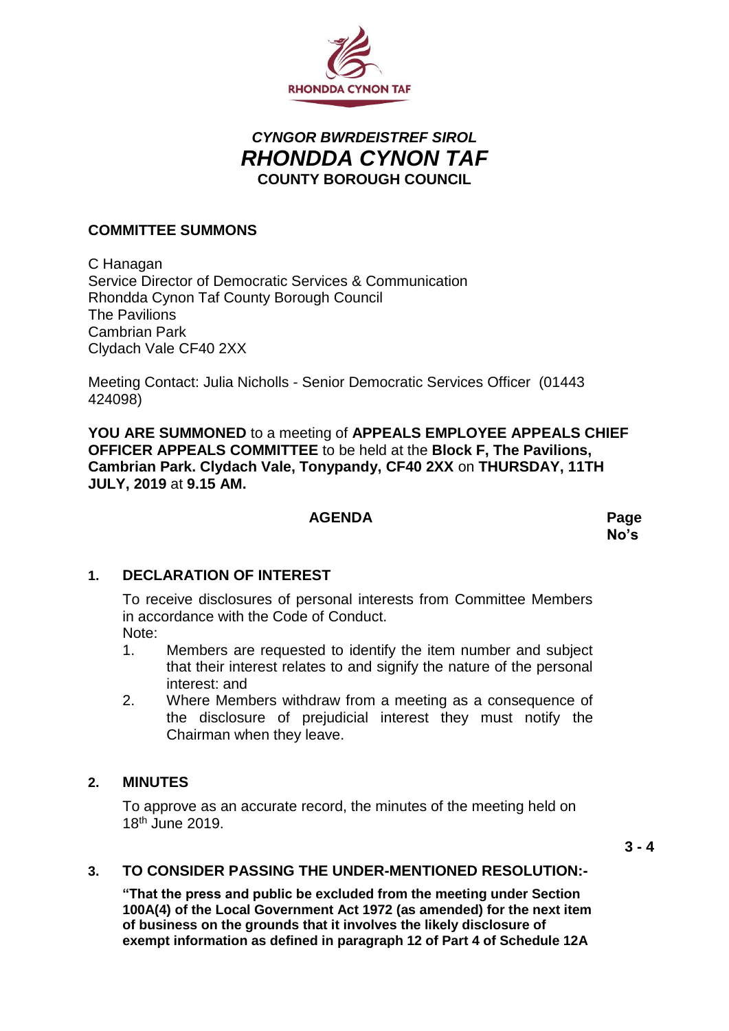RHONDDA CYNON TAF

***CYNGOR BWRDEISTREF SIROL***
***RHONDDA CYNON TAF***
**COUNTY BOROUGH COUNCIL**

**COMMITTEE SUMMONS**

C Hanagan
Service Director of Democratic Services & Communication
Rhondda Cynon Taf County Borough Council
The Pavilions
Cambrian Park
Clydach Vale CF40 2XX

Meeting Contact: Julia Nicholls - Senior Democratic Services Officer (01443 424098)

**YOU ARE SUMMONED** to a meeting of **APPEALS EMPLOYEE APPEALS CHIEF OFFICER APPEALS COMMITTEE** to be held at the **Block F, The Pavilions, Cambrian Park. Clydach Vale, Tonypandy, CF40 2XX** on **THURSDAY, 11TH JULY, 2019** at **9.15 AM.**

| **AGENDA** | **Page No's** |
|---|---|

**1. DECLARATION OF INTEREST**

To receive disclosures of personal interests from Committee Members in accordance with the Code of Conduct.
Note:

1. Members are requested to identify the item number and subject that their interest relates to and signify the nature of the personal interest: and
2. Where Members withdraw from a meeting as a consequence of the disclosure of prejudicial interest they must notify the Chairman when they leave.

**2. MINUTES**

To approve as an accurate record, the minutes of the meeting held on 18th June 2019.

**3 - 4**

**3. TO CONSIDER PASSING THE UNDER-MENTIONED RESOLUTION:-**

**"That the press and public be excluded from the meeting under Section 100A(4) of the Local Government Act 1972 (as amended) for the next item of business on the grounds that it involves the likely disclosure of exempt information as defined in paragraph 12 of Part 4 of Schedule 12A**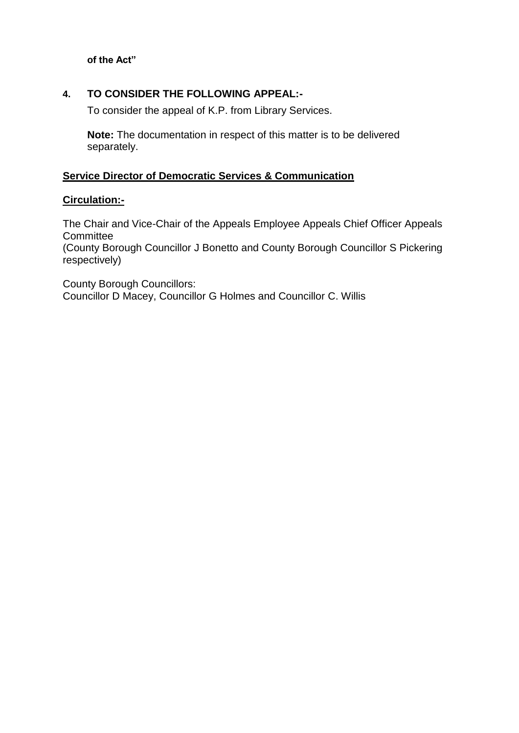**of the Act"**

**4. TO CONSIDER THE FOLLOWING APPEAL:-**

To consider the appeal of K.P. from Library Services.

**Note:** The documentation in respect of this matter is to be delivered separately.

**Service Director of Democratic Services & Communication**

**Circulation:-**

The Chair and Vice-Chair of the Appeals Employee Appeals Chief Officer Appeals Committee
(County Borough Councillor J Bonetto and County Borough Councillor S Pickering respectively)

County Borough Councillors:
Councillor D Macey, Councillor G Holmes and Councillor C. Willis